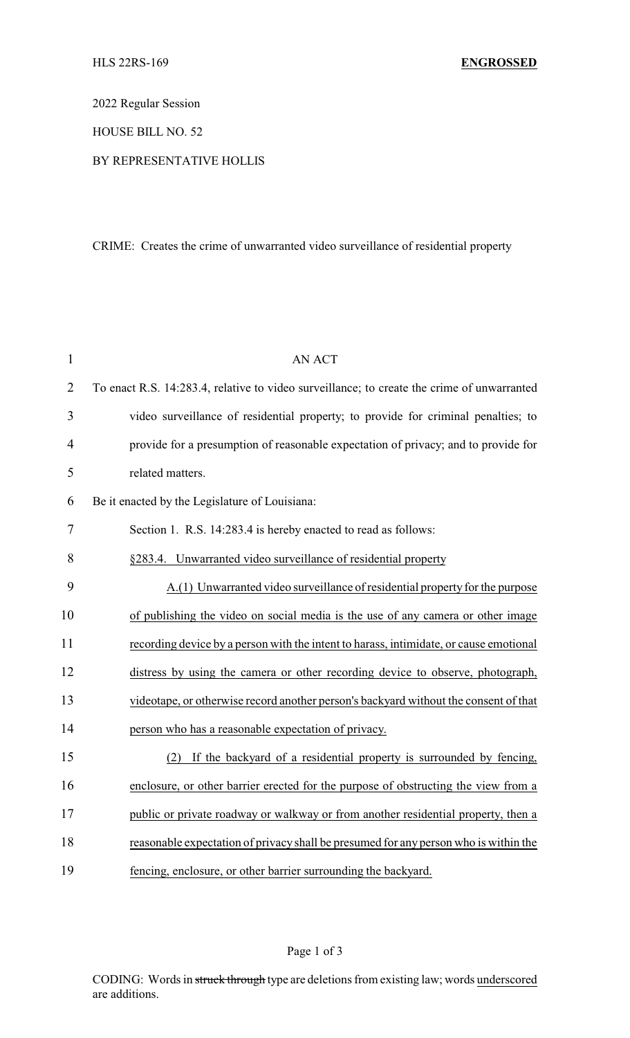HLS 22RS-169 **ENGROSSED**

2022 Regular Session

HOUSE BILL NO. 52

BY REPRESENTATIVE HOLLIS

CRIME: Creates the crime of unwarranted video surveillance of residential property

AN ACT

To enact R.S. 14:283.4, relative to video surveillance; to create the crime of unwarranted video surveillance of residential property; to provide for criminal penalties; to provide for a presumption of reasonable expectation of privacy; and to provide for related matters.

Be it enacted by the Legislature of Louisiana:

Section 1. R.S. 14:283.4 is hereby enacted to read as follows:

§283.4. Unwarranted video surveillance of residential property

A.(1) Unwarranted video surveillance of residential property for the purpose of publishing the video on social media is the use of any camera or other image recording device by a person with the intent to harass, intimidate, or cause emotional distress by using the camera or other recording device to observe, photograph, videotape, or otherwise record another person's backyard without the consent of that person who has a reasonable expectation of privacy.

(2) If the backyard of a residential property is surrounded by fencing, enclosure, or other barrier erected for the purpose of obstructing the view from a public or private roadway or walkway or from another residential property, then a reasonable expectation of privacy shall be presumed for any person who is within the fencing, enclosure, or other barrier surrounding the backyard.

CODING: Words in ~~struck through~~ type are deletions from existing law; words underscored are additions.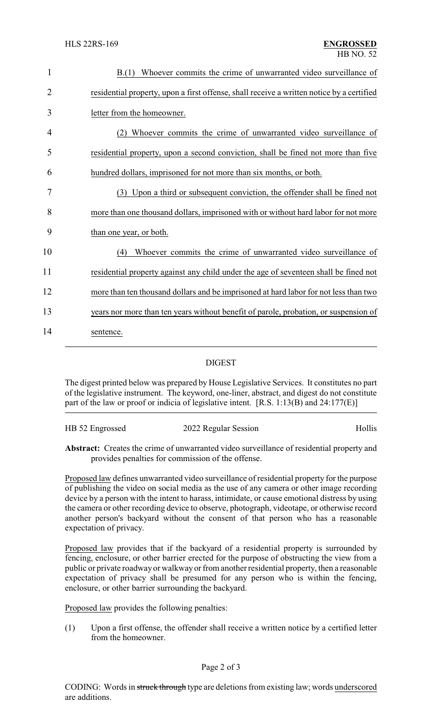B.(1) Whoever commits the crime of unwarranted video surveillance of residential property, upon a first offense, shall receive a written notice by a certified letter from the homeowner.

(2) Whoever commits the crime of unwarranted video surveillance of residential property, upon a second conviction, shall be fined not more than five hundred dollars, imprisoned for not more than six months, or both.

(3) Upon a third or subsequent conviction, the offender shall be fined not more than one thousand dollars, imprisoned with or without hard labor for not more than one year, or both.

(4) Whoever commits the crime of unwarranted video surveillance of residential property against any child under the age of seventeen shall be fined not more than ten thousand dollars and be imprisoned at hard labor for not less than two years nor more than ten years without benefit of parole, probation, or suspension of sentence.

## DIGEST

The digest printed below was prepared by House Legislative Services. It constitutes no part of the legislative instrument. The keyword, one-liner, abstract, and digest do not constitute part of the law or proof or indicia of legislative intent. [R.S. 1:13(B) and 24:177(E)]

HB 52 Engrossed — 2022 Regular Session — Hollis

**Abstract:** Creates the crime of unwarranted video surveillance of residential property and provides penalties for commission of the offense.

Proposed law defines unwarranted video surveillance of residential property for the purpose of publishing the video on social media as the use of any camera or other image recording device by a person with the intent to harass, intimidate, or cause emotional distress by using the camera or other recording device to observe, photograph, videotape, or otherwise record another person's backyard without the consent of that person who has a reasonable expectation of privacy.

Proposed law provides that if the backyard of a residential property is surrounded by fencing, enclosure, or other barrier erected for the purpose of obstructing the view from a public or private roadway or walkway or from another residential property, then a reasonable expectation of privacy shall be presumed for any person who is within the fencing, enclosure, or other barrier surrounding the backyard.

Proposed law provides the following penalties:

(1) Upon a first offense, the offender shall receive a written notice by a certified letter from the homeowner.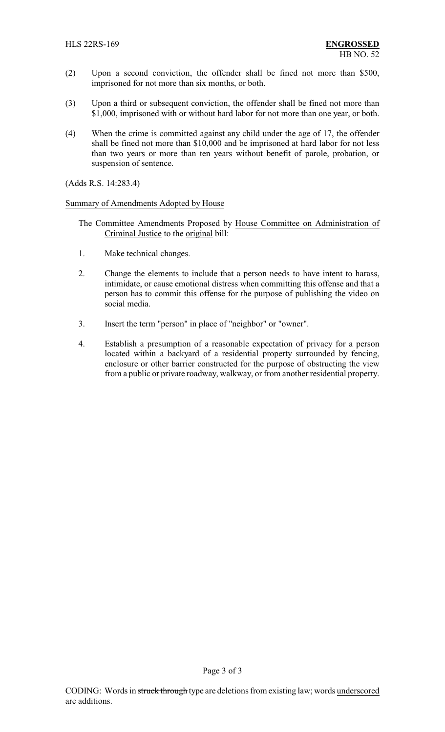(2) Upon a second conviction, the offender shall be fined not more than $500, imprisoned for not more than six months, or both.

(3) Upon a third or subsequent conviction, the offender shall be fined not more than $1,000, imprisoned with or without hard labor for not more than one year, or both.

(4) When the crime is committed against any child under the age of 17, the offender shall be fined not more than $10,000 and be imprisoned at hard labor for not less than two years or more than ten years without benefit of parole, probation, or suspension of sentence.

(Adds R.S. 14:283.4)

Summary of Amendments Adopted by House

The Committee Amendments Proposed by House Committee on Administration of Criminal Justice to the original bill:

1. Make technical changes.

2. Change the elements to include that a person needs to have intent to harass, intimidate, or cause emotional distress when committing this offense and that a person has to commit this offense for the purpose of publishing the video on social media.

3. Insert the term "person" in place of "neighbor" or "owner".

4. Establish a presumption of a reasonable expectation of privacy for a person located within a backyard of a residential property surrounded by fencing, enclosure or other barrier constructed for the purpose of obstructing the view from a public or private roadway, walkway, or from another residential property.

CODING: Words in ~~struck through~~ type are deletions from existing law; words underscored are additions.